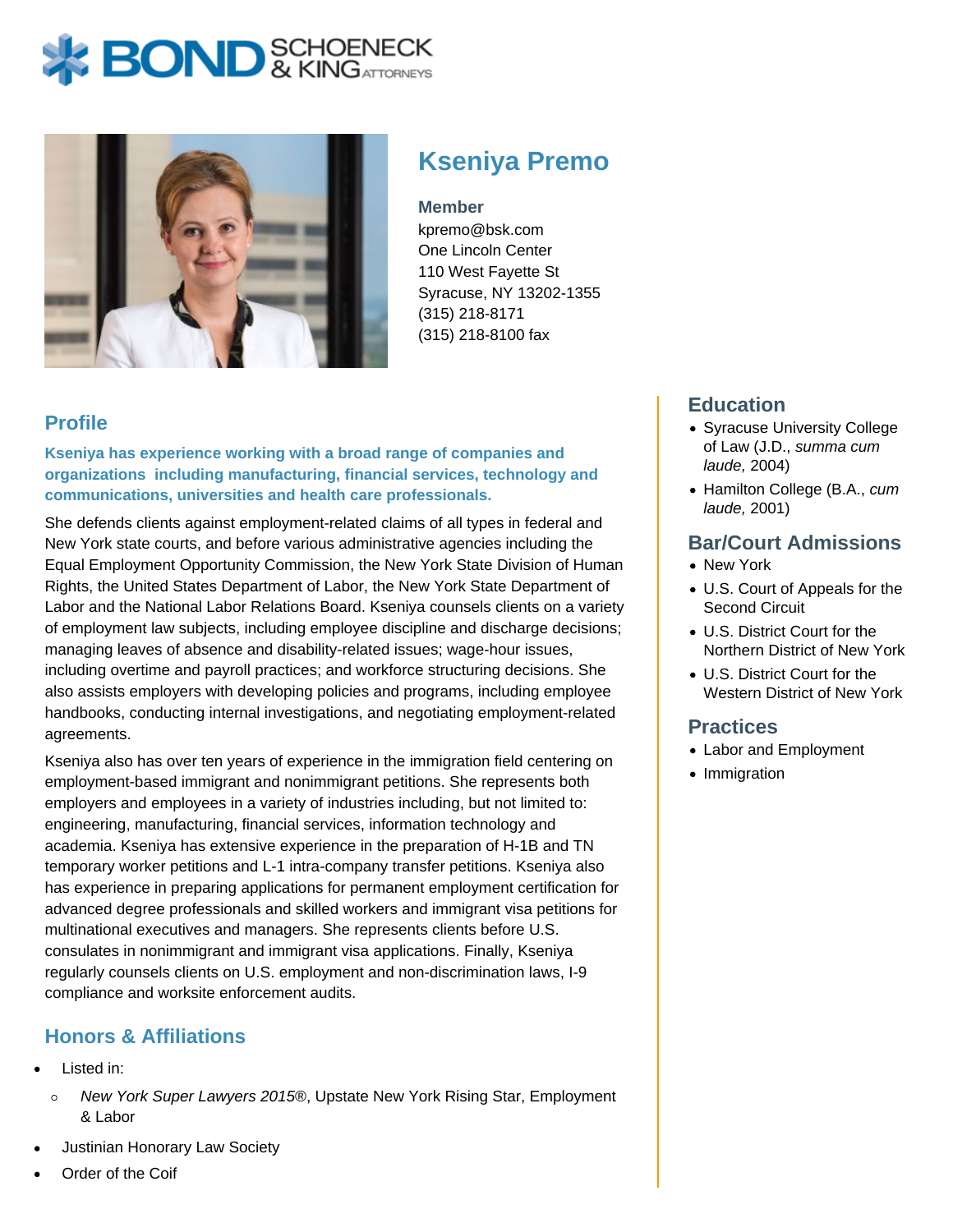# Kseniya Premo

**Member**
kpremo@bsk.com
One Lincoln Center
110 West Fayette St
Syracuse, NY 13202-1355
(315) 218-8171
(315) 218-8100 fax

## Profile

**Kseniya has experience working with a broad range of companies and organizations including manufacturing, financial services, technology and communications, universities and health care professionals.**

She defends clients against employment-related claims of all types in federal and New York state courts, and before various administrative agencies including the Equal Employment Opportunity Commission, the New York State Division of Human Rights, the United States Department of Labor, the New York State Department of Labor and the National Labor Relations Board. Kseniya counsels clients on a variety of employment law subjects, including employee discipline and discharge decisions; managing leaves of absence and disability-related issues; wage-hour issues, including overtime and payroll practices; and workforce structuring decisions. She also assists employers with developing policies and programs, including employee handbooks, conducting internal investigations, and negotiating employment-related agreements.

Kseniya also has over ten years of experience in the immigration field centering on employment-based immigrant and nonimmigrant petitions. She represents both employers and employees in a variety of industries including, but not limited to: engineering, manufacturing, financial services, information technology and academia. Kseniya has extensive experience in the preparation of H-1B and TN temporary worker petitions and L-1 intra-company transfer petitions. Kseniya also has experience in preparing applications for permanent employment certification for advanced degree professionals and skilled workers and immigrant visa petitions for multinational executives and managers. She represents clients before U.S. consulates in nonimmigrant and immigrant visa applications. Finally, Kseniya regularly counsels clients on U.S. employment and non-discrimination laws, I-9 compliance and worksite enforcement audits.

## Honors & Affiliations

- Listed in:
  - *New York Super Lawyers 2015®*, Upstate New York Rising Star, Employment & Labor
- Justinian Honorary Law Society
- Order of the Coif

## Education

- Syracuse University College of Law (J.D., *summa cum laude,* 2004)
- Hamilton College (B.A., *cum laude,* 2001)

## Bar/Court Admissions

- New York
- U.S. Court of Appeals for the Second Circuit
- U.S. District Court for the Northern District of New York
- U.S. District Court for the Western District of New York

## Practices

- Labor and Employment
- Immigration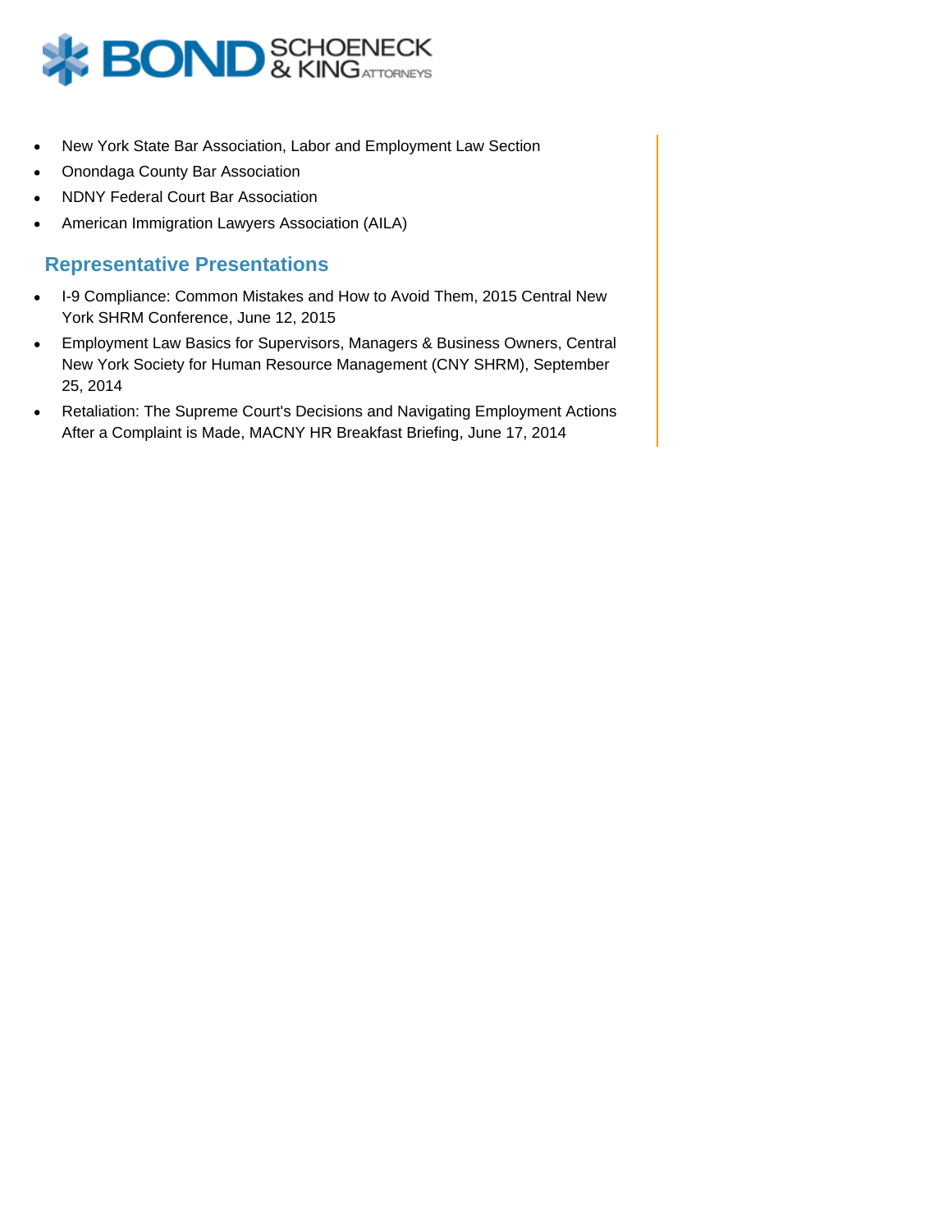- New York State Bar Association, Labor and Employment Law Section
- Onondaga County Bar Association
- NDNY Federal Court Bar Association
- American Immigration Lawyers Association (AILA)

## Representative Presentations

- I-9 Compliance: Common Mistakes and How to Avoid Them, 2015 Central New York SHRM Conference, June 12, 2015
- Employment Law Basics for Supervisors, Managers & Business Owners, Central New York Society for Human Resource Management (CNY SHRM), September 25, 2014
- Retaliation: The Supreme Court's Decisions and Navigating Employment Actions After a Complaint is Made, MACNY HR Breakfast Briefing, June 17, 2014